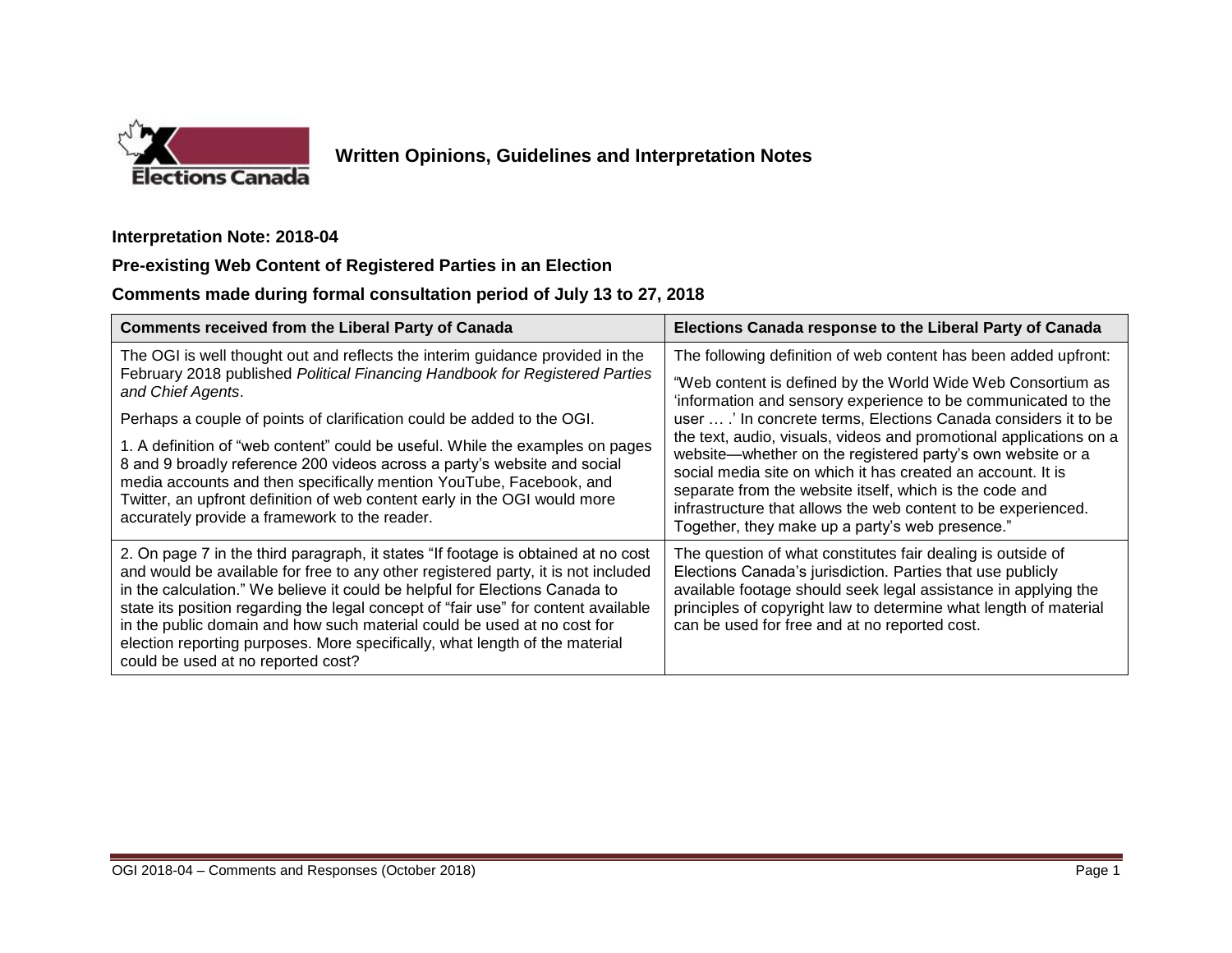**Written Opinions, Guidelines and Interpretation Notes**

## Interpretation Note: 2018-04

## Pre-existing Web Content of Registered Parties in an Election

## Comments made during formal consultation period of July 13 to 27, 2018

| Comments received from the Liberal Party of Canada | Elections Canada response to the Liberal Party of Canada |
|---|---|
| The OGI is well thought out and reflects the interim guidance provided in the February 2018 published *Political Financing Handbook for Registered Parties and Chief Agents*.<br><br>Perhaps a couple of points of clarification could be added to the OGI.<br><br>1. A definition of "web content" could be useful. While the examples on pages 8 and 9 broadly reference 200 videos across a party's website and social media accounts and then specifically mention YouTube, Facebook, and Twitter, an upfront definition of web content early in the OGI would more accurately provide a framework to the reader. | The following definition of web content has been added upfront:<br><br>"Web content is defined by the World Wide Web Consortium as 'information and sensory experience to be communicated to the user … .' In concrete terms, Elections Canada considers it to be the text, audio, visuals, videos and promotional applications on a website—whether on the registered party's own website or a social media site on which it has created an account. It is separate from the website itself, which is the code and infrastructure that allows the web content to be experienced. Together, they make up a party's web presence." |
| 2. On page 7 in the third paragraph, it states "If footage is obtained at no cost and would be available for free to any other registered party, it is not included in the calculation." We believe it could be helpful for Elections Canada to state its position regarding the legal concept of "fair use" for content available in the public domain and how such material could be used at no cost for election reporting purposes. More specifically, what length of the material could be used at no reported cost? | The question of what constitutes fair dealing is outside of Elections Canada's jurisdiction. Parties that use publicly available footage should seek legal assistance in applying the principles of copyright law to determine what length of material can be used for free and at no reported cost. |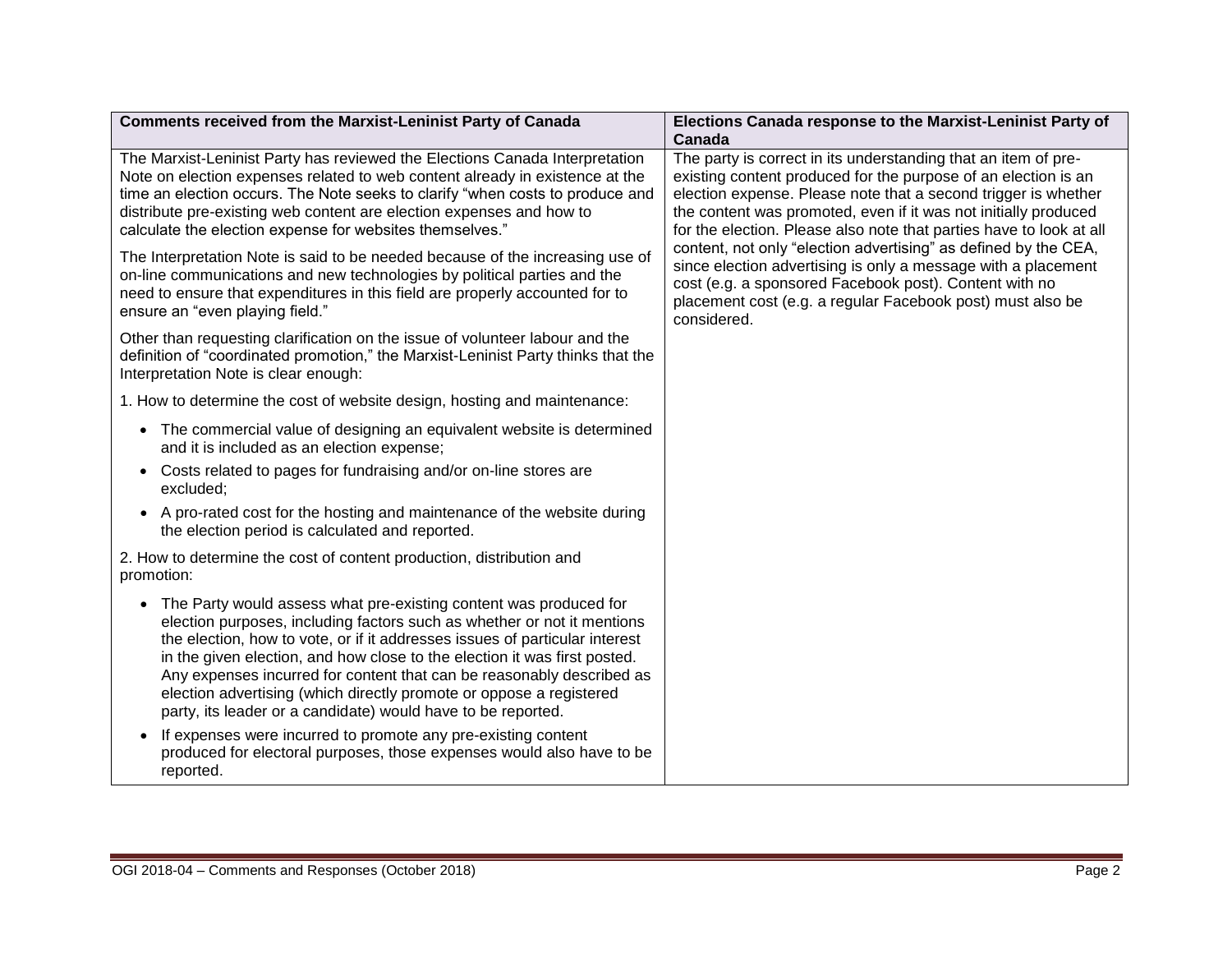| Comments received from the Marxist-Leninist Party of Canada | Elections Canada response to the Marxist-Leninist Party of Canada |
|---|---|
| The Marxist-Leninist Party has reviewed the Elections Canada Interpretation Note on election expenses related to web content already in existence at the time an election occurs. The Note seeks to clarify "when costs to produce and distribute pre-existing web content are election expenses and how to calculate the election expense for websites themselves."<br><br>The Interpretation Note is said to be needed because of the increasing use of on-line communications and new technologies by political parties and the need to ensure that expenditures in this field are properly accounted for to ensure an "even playing field."<br><br>Other than requesting clarification on the issue of volunteer labour and the definition of "coordinated promotion," the Marxist-Leninist Party thinks that the Interpretation Note is clear enough:<br><br>1. How to determine the cost of website design, hosting and maintenance:<br><br>• The commercial value of designing an equivalent website is determined and it is included as an election expense;<br>• Costs related to pages for fundraising and/or on-line stores are excluded;<br>• A pro-rated cost for the hosting and maintenance of the website during the election period is calculated and reported.<br><br>2. How to determine the cost of content production, distribution and promotion:<br><br>• The Party would assess what pre-existing content was produced for election purposes, including factors such as whether or not it mentions the election, how to vote, or if it addresses issues of particular interest in the given election, and how close to the election it was first posted. Any expenses incurred for content that can be reasonably described as election advertising (which directly promote or oppose a registered party, its leader or a candidate) would have to be reported.<br>• If expenses were incurred to promote any pre-existing content produced for electoral purposes, those expenses would also have to be reported. | The party is correct in its understanding that an item of pre-existing content produced for the purpose of an election is an election expense. Please note that a second trigger is whether the content was promoted, even if it was not initially produced for the election. Please also note that parties have to look at all content, not only "election advertising" as defined by the CEA, since election advertising is only a message with a placement cost (e.g. a sponsored Facebook post). Content with no placement cost (e.g. a regular Facebook post) must also be considered. |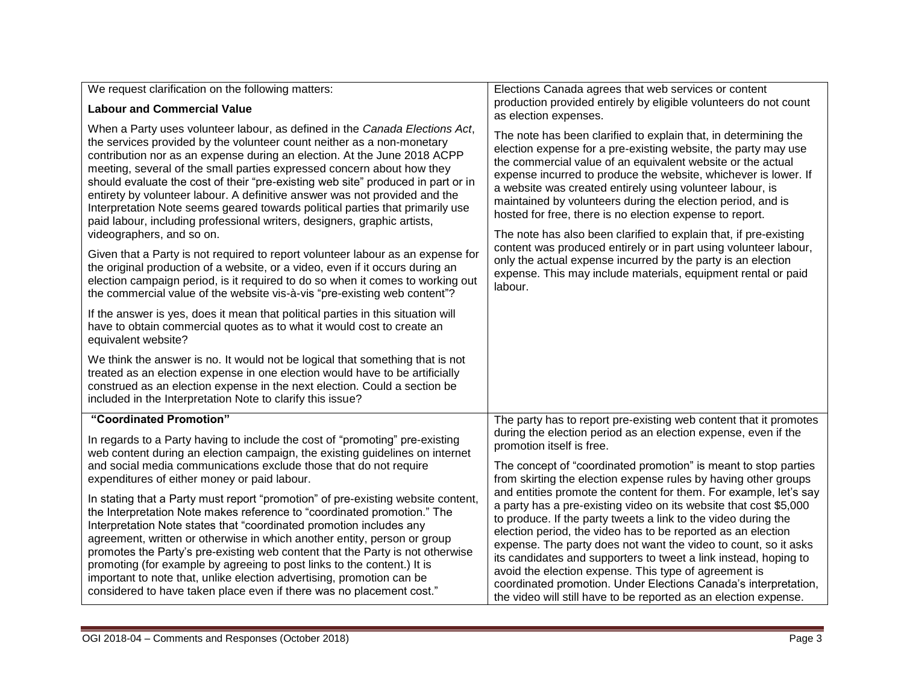| | |
|---|---|
| We request clarification on the following matters:<br><br>**Labour and Commercial Value**<br><br>When a Party uses volunteer labour, as defined in the *Canada Elections Act*, the services provided by the volunteer count neither as a non-monetary contribution nor as an expense during an election. At the June 2018 ACPP meeting, several of the small parties expressed concern about how they should evaluate the cost of their "pre-existing web site" produced in part or in entirety by volunteer labour. A definitive answer was not provided and the Interpretation Note seems geared towards political parties that primarily use paid labour, including professional writers, designers, graphic artists, videographers, and so on.<br><br>Given that a Party is not required to report volunteer labour as an expense for the original production of a website, or a video, even if it occurs during an election campaign period, is it required to do so when it comes to working out the commercial value of the website vis-à-vis "pre-existing web content"?<br><br>If the answer is yes, does it mean that political parties in this situation will have to obtain commercial quotes as to what it would cost to create an equivalent website?<br><br>We think the answer is no. It would not be logical that something that is not treated as an election expense in one election would have to be artificially construed as an election expense in the next election. Could a section be included in the Interpretation Note to clarify this issue? | Elections Canada agrees that web services or content production provided entirely by eligible volunteers do not count as election expenses.<br><br>The note has been clarified to explain that, in determining the election expense for a pre-existing website, the party may use the commercial value of an equivalent website or the actual expense incurred to produce the website, whichever is lower. If a website was created entirely using volunteer labour, is maintained by volunteers during the election period, and is hosted for free, there is no election expense to report.<br><br>The note has also been clarified to explain that, if pre-existing content was produced entirely or in part using volunteer labour, only the actual expense incurred by the party is an election expense. This may include materials, equipment rental or paid labour. |
| **"Coordinated Promotion"**<br><br>In regards to a Party having to include the cost of "promoting" pre-existing web content during an election campaign, the existing guidelines on internet and social media communications exclude those that do not require expenditures of either money or paid labour.<br><br>In stating that a Party must report "promotion" of pre-existing website content, the Interpretation Note makes reference to "coordinated promotion." The Interpretation Note states that "coordinated promotion includes any agreement, written or otherwise in which another entity, person or group promotes the Party's pre-existing web content that the Party is not otherwise promoting (for example by agreeing to post links to the content.) It is important to note that, unlike election advertising, promotion can be considered to have taken place even if there was no placement cost." | The party has to report pre-existing web content that it promotes during the election period as an election expense, even if the promotion itself is free.<br><br>The concept of "coordinated promotion" is meant to stop parties from skirting the election expense rules by having other groups and entities promote the content for them. For example, let's say a party has a pre-existing video on its website that cost $5,000 to produce. If the party tweets a link to the video during the election period, the video has to be reported as an election expense. The party does not want the video to count, so it asks its candidates and supporters to tweet a link instead, hoping to avoid the election expense. This type of agreement is coordinated promotion. Under Elections Canada's interpretation, the video will still have to be reported as an election expense. |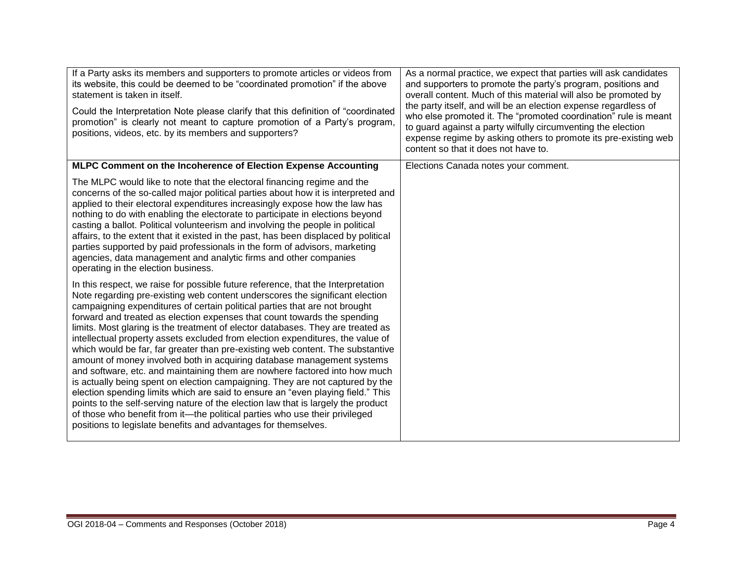| | |
|---|---|
| If a Party asks its members and supporters to promote articles or videos from its website, this could be deemed to be "coordinated promotion" if the above statement is taken in itself.<br><br>Could the Interpretation Note please clarify that this definition of "coordinated promotion" is clearly not meant to capture promotion of a Party's program, positions, videos, etc. by its members and supporters? | As a normal practice, we expect that parties will ask candidates and supporters to promote the party's program, positions and overall content. Much of this material will also be promoted by the party itself, and will be an election expense regardless of who else promoted it. The "promoted coordination" rule is meant to guard against a party wilfully circumventing the election expense regime by asking others to promote its pre-existing web content so that it does not have to. |
| **MLPC Comment on the Incoherence of Election Expense Accounting**<br><br>The MLPC would like to note that the electoral financing regime and the concerns of the so-called major political parties about how it is interpreted and applied to their electoral expenditures increasingly expose how the law has nothing to do with enabling the electorate to participate in elections beyond casting a ballot. Political volunteerism and involving the people in political affairs, to the extent that it existed in the past, has been displaced by political parties supported by paid professionals in the form of advisors, marketing agencies, data management and analytic firms and other companies operating in the election business.<br><br>In this respect, we raise for possible future reference, that the Interpretation Note regarding pre-existing web content underscores the significant election campaigning expenditures of certain political parties that are not brought forward and treated as election expenses that count towards the spending limits. Most glaring is the treatment of elector databases. They are treated as intellectual property assets excluded from election expenditures, the value of which would be far, far greater than pre-existing web content. The substantive amount of money involved both in acquiring database management systems and software, etc. and maintaining them are nowhere factored into how much is actually being spent on election campaigning. They are not captured by the election spending limits which are said to ensure an "even playing field." This points to the self-serving nature of the election law that is largely the product of those who benefit from it—the political parties who use their privileged positions to legislate benefits and advantages for themselves. | Elections Canada notes your comment. |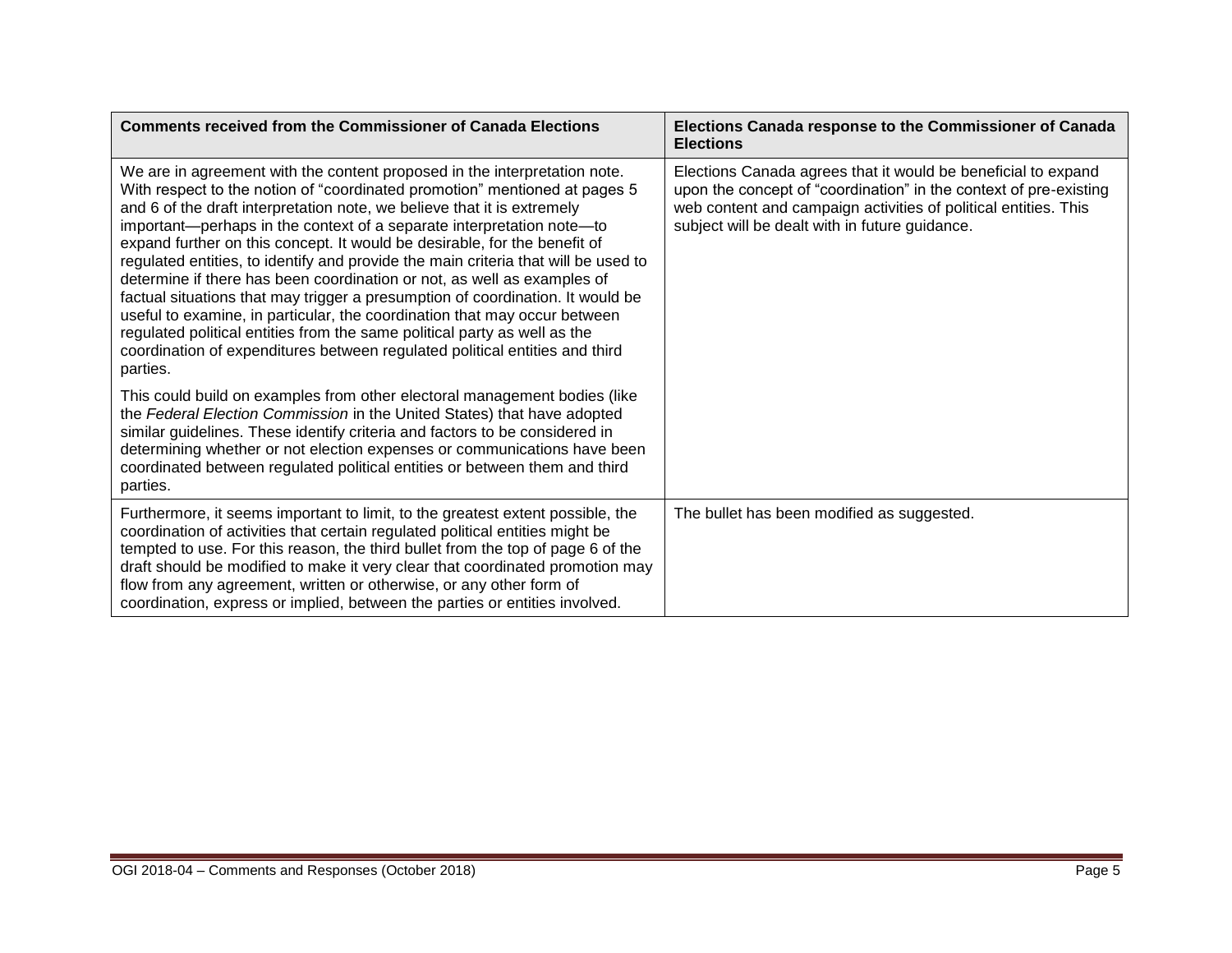| Comments received from the Commissioner of Canada Elections | Elections Canada response to the Commissioner of Canada Elections |
| --- | --- |
| We are in agreement with the content proposed in the interpretation note. With respect to the notion of "coordinated promotion" mentioned at pages 5 and 6 of the draft interpretation note, we believe that it is extremely important—perhaps in the context of a separate interpretation note—to expand further on this concept. It would be desirable, for the benefit of regulated entities, to identify and provide the main criteria that will be used to determine if there has been coordination or not, as well as examples of factual situations that may trigger a presumption of coordination. It would be useful to examine, in particular, the coordination that may occur between regulated political entities from the same political party as well as the coordination of expenditures between regulated political entities and third parties.<br><br>This could build on examples from other electoral management bodies (like the *Federal Election Commission* in the United States) that have adopted similar guidelines. These identify criteria and factors to be considered in determining whether or not election expenses or communications have been coordinated between regulated political entities or between them and third parties. | Elections Canada agrees that it would be beneficial to expand upon the concept of "coordination" in the context of pre-existing web content and campaign activities of political entities. This subject will be dealt with in future guidance. |
| Furthermore, it seems important to limit, to the greatest extent possible, the coordination of activities that certain regulated political entities might be tempted to use. For this reason, the third bullet from the top of page 6 of the draft should be modified to make it very clear that coordinated promotion may flow from any agreement, written or otherwise, or any other form of coordination, express or implied, between the parties or entities involved. | The bullet has been modified as suggested. |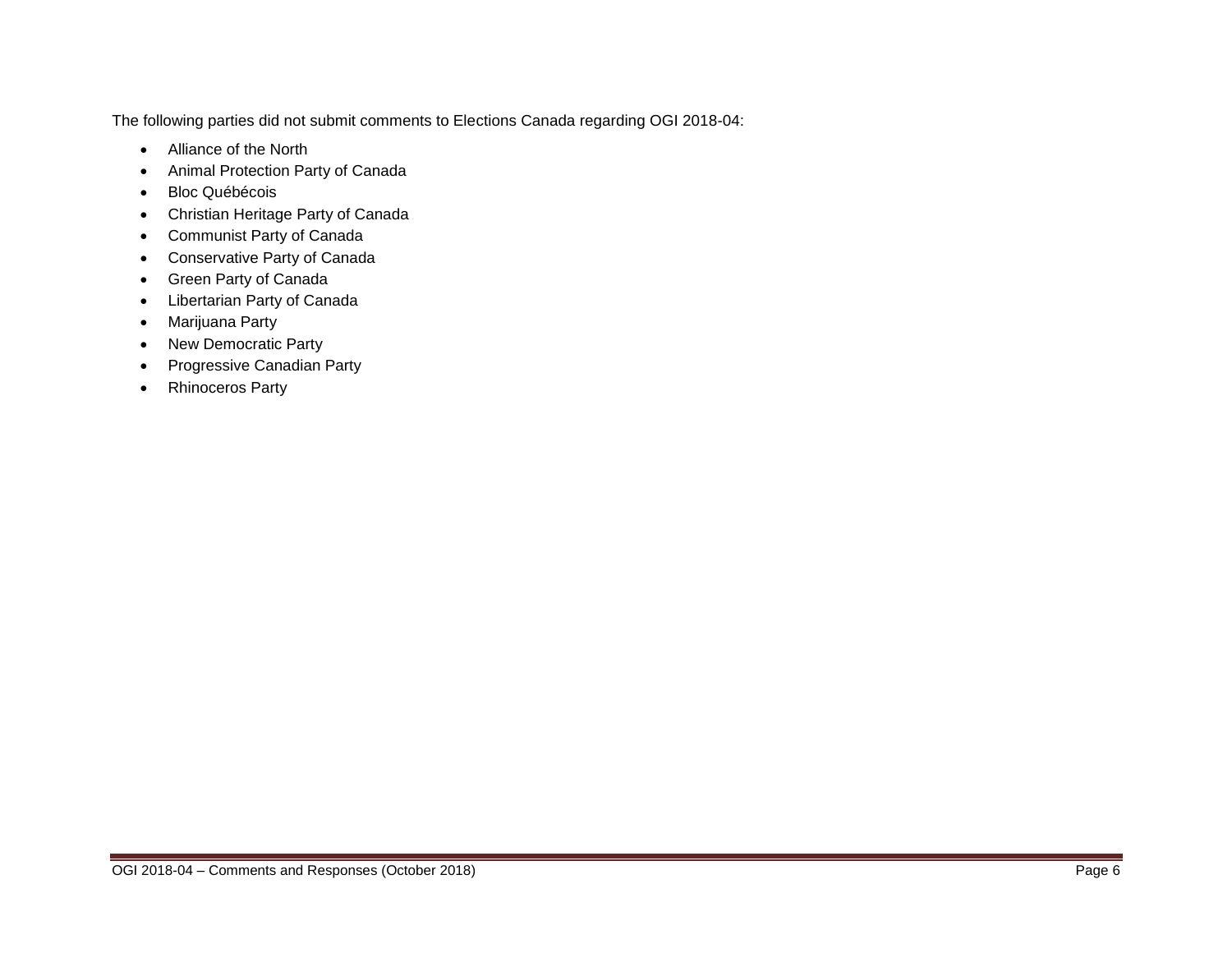The following parties did not submit comments to Elections Canada regarding OGI 2018-04:

- Alliance of the North
- Animal Protection Party of Canada
- Bloc Québécois
- Christian Heritage Party of Canada
- Communist Party of Canada
- Conservative Party of Canada
- Green Party of Canada
- Libertarian Party of Canada
- Marijuana Party
- New Democratic Party
- Progressive Canadian Party
- Rhinoceros Party